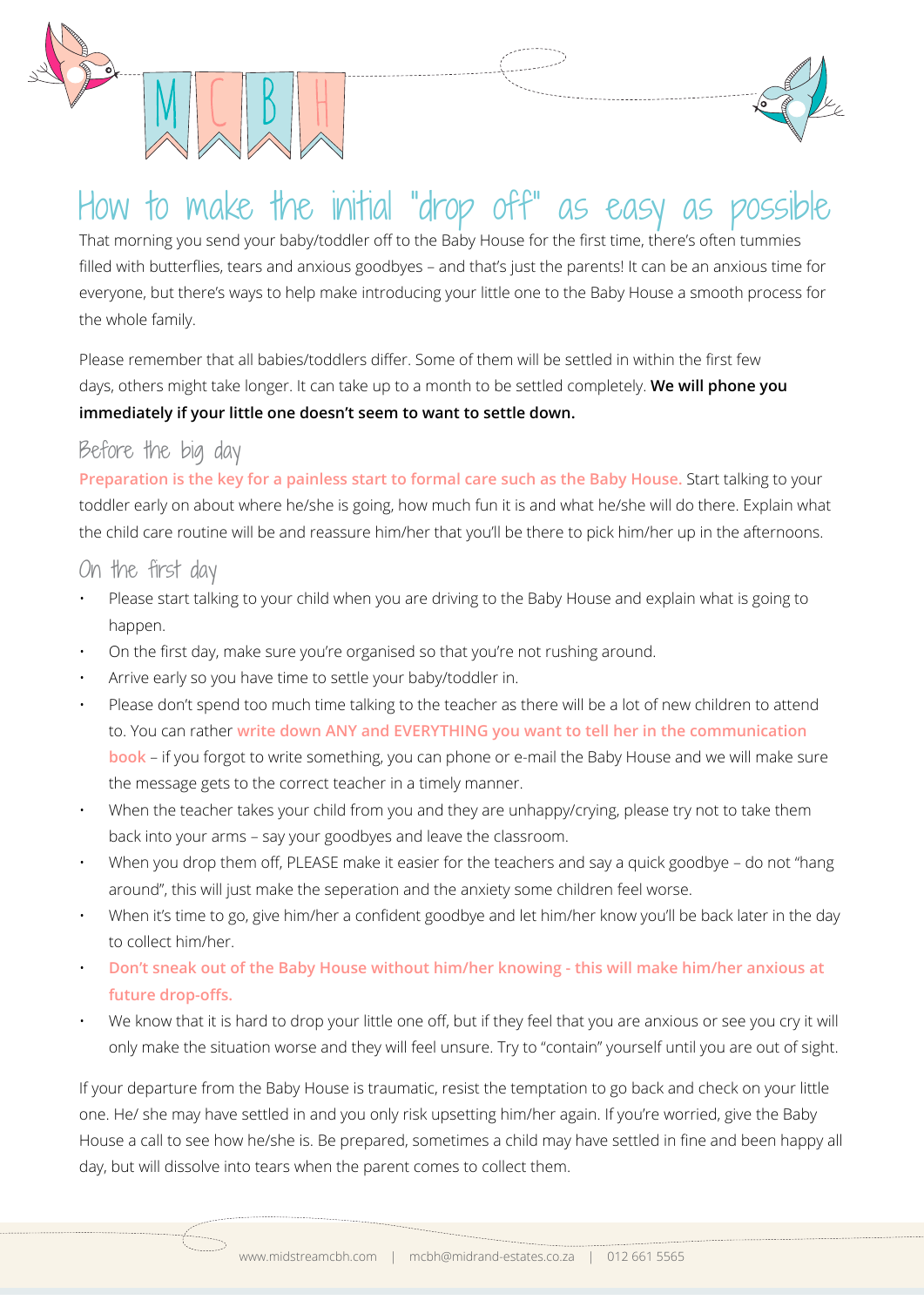# How to make the initial "drop off" as easy as possible

That morning you send your baby/toddler off to the Baby House for the first time, there's often tummies filled with butterflies, tears and anxious goodbyes – and that's just the parents! It can be an anxious time for everyone, but there's ways to help make introducing your little one to the Baby House a smooth process for the whole family.

Please remember that all babies/toddlers differ. Some of them will be settled in within the first few days, others might take longer. It can take up to a month to be settled completely. **We will phone you immediately if your little one doesn't seem to want to settle down.**

## Before the big day

**Preparation is the key for a painless start to formal care such as the Baby House.** Start talking to your toddler early on about where he/she is going, how much fun it is and what he/she will do there. Explain what the child care routine will be and reassure him/her that you'll be there to pick him/her up in the afternoons.

## On the first day

- Please start talking to your child when you are driving to the Baby House and explain what is going to happen.
- On the first day, make sure you're organised so that you're not rushing around.
- Arrive early so you have time to settle your baby/toddler in.
- Please don't spend too much time talking to the teacher as there will be a lot of new children to attend to. You can rather **write down ANY and EVERYTHING you want to tell her in the communication book** – if you forgot to write something, you can phone or e-mail the Baby House and we will make sure the message gets to the correct teacher in a timely manner.
- When the teacher takes your child from you and they are unhappy/crying, please try not to take them back into your arms – say your goodbyes and leave the classroom.
- When you drop them off, PLEASE make it easier for the teachers and say a quick goodbye – do not "hang around", this will just make the seperation and the anxiety some children feel worse.
- When it's time to go, give him/her a confident goodbye and let him/her know you'll be back later in the day to collect him/her.
- **Don't sneak out of the Baby House without him/her knowing - this will make him/her anxious at future drop-offs.**
- We know that it is hard to drop your little one off, but if they feel that you are anxious or see you cry it will only make the situation worse and they will feel unsure. Try to "contain" yourself until you are out of sight.

If your departure from the Baby House is traumatic, resist the temptation to go back and check on your little one. He/ she may have settled in and you only risk upsetting him/her again. If you're worried, give the Baby House a call to see how he/she is. Be prepared, sometimes a child may have settled in fine and been happy all day, but will dissolve into tears when the parent comes to collect them.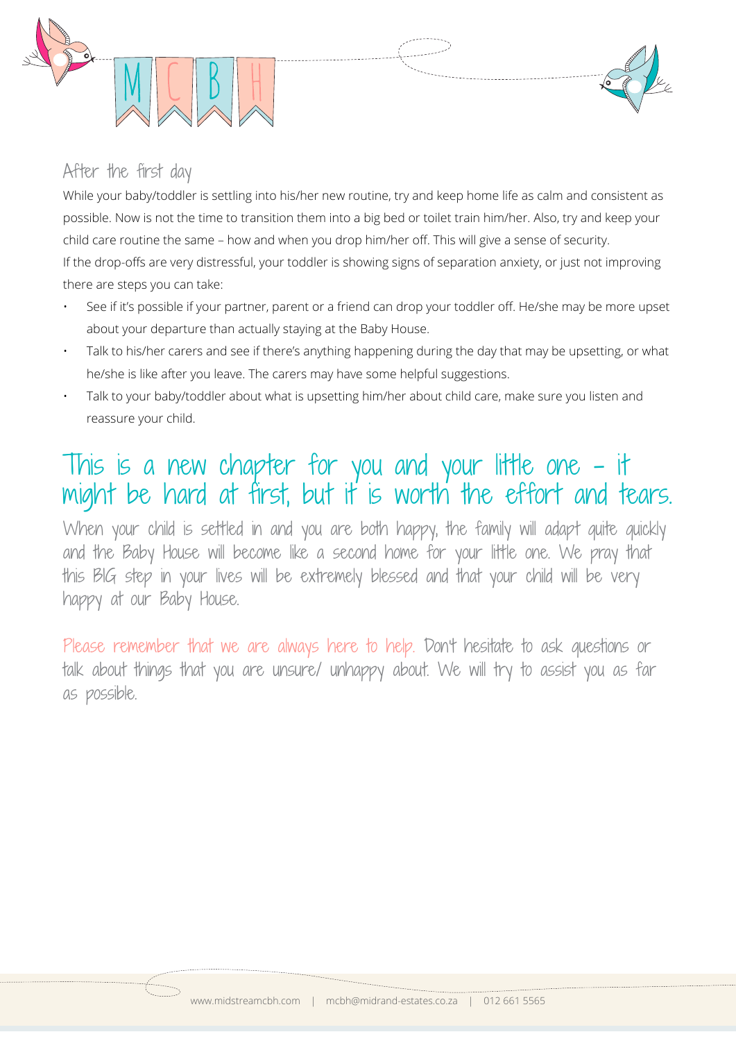## After the first day

While your baby/toddler is settling into his/her new routine, try and keep home life as calm and consistent as possible. Now is not the time to transition them into a big bed or toilet train him/her. Also, try and keep your child care routine the same – how and when you drop him/her off. This will give a sense of security.

If the drop-offs are very distressful, your toddler is showing signs of separation anxiety, or just not improving there are steps you can take:

- See if it's possible if your partner, parent or a friend can drop your toddler off. He/she may be more upset about your departure than actually staying at the Baby House.
- Talk to his/her carers and see if there's anything happening during the day that may be upsetting, or what he/she is like after you leave. The carers may have some helpful suggestions.
- Talk to your baby/toddler about what is upsetting him/her about child care, make sure you listen and reassure your child.

## This is a new chapter for you and your little one – it might be hard at first, but it is worth the effort and tears.

When your child is settled in and you are both happy, the family will adapt quite quickly and the Baby House will become like a second home for your little one. We pray that this BIG step in your lives will be extremely blessed and that your child will be very happy at our Baby House.

Please remember that we are always here to help. Don't hesitate to ask questions or talk about things that you are unsure/ unhappy about. We will try to assist you as far as possible.